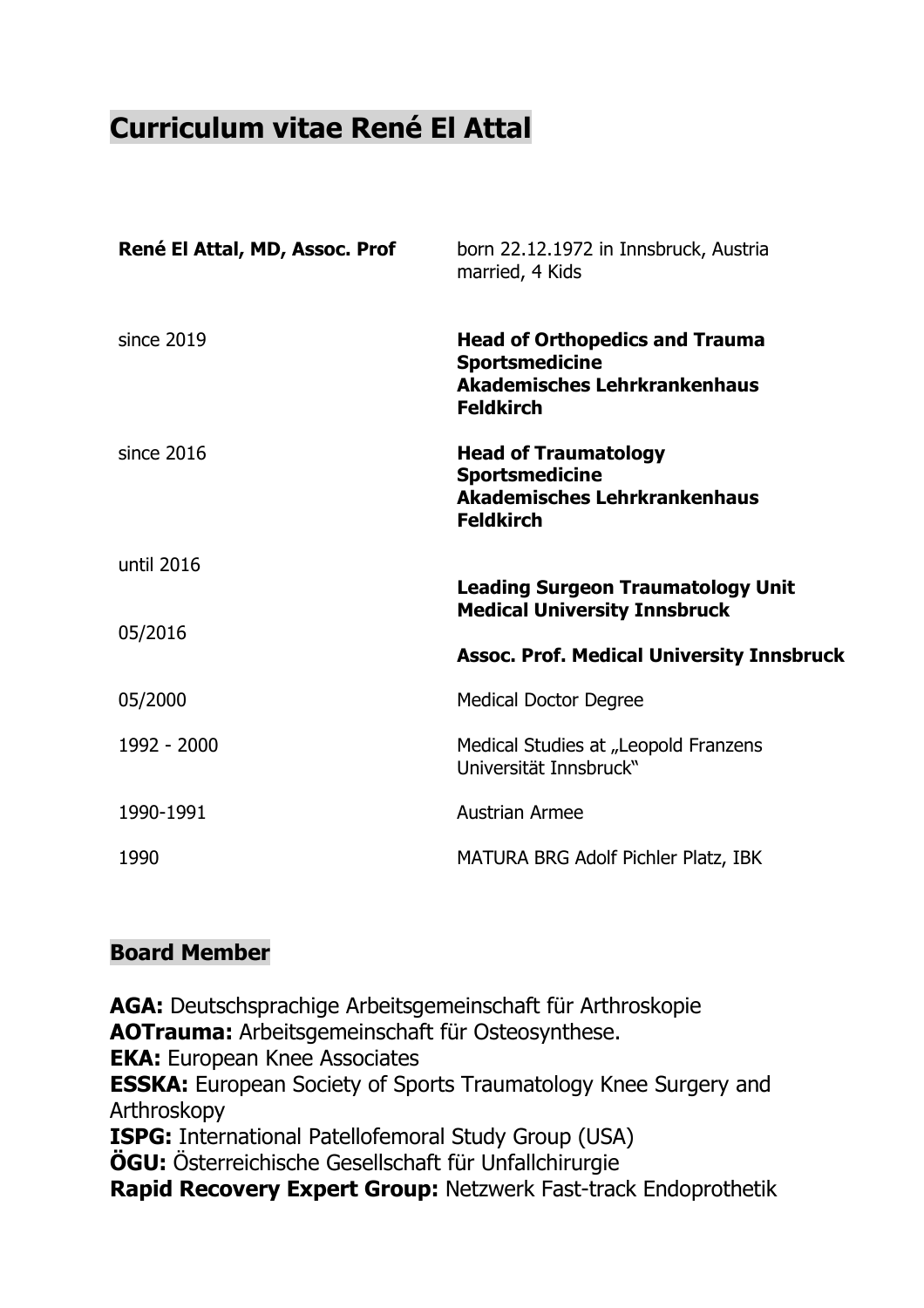# Curriculum vitae René El Attal

| **René El Attal, MD, Assoc. Prof** | born 22.12.1972 in Innsbruck, Austria<br>married, 4 Kids |
|---|---|
| since 2019 | **Head of Orthopedics and Trauma Sportsmedicine Akademisches Lehrkrankenhaus Feldkirch** |
| since 2016 | **Head of Traumatology Sportsmedicine Akademisches Lehrkrankenhaus Feldkirch** |
| until 2016 | **Leading Surgeon Traumatology Unit Medical University Innsbruck** |
| 05/2016 | **Assoc. Prof. Medical University Innsbruck** |
| 05/2000 | Medical Doctor Degree |
| 1992 - 2000 | Medical Studies at „Leopold Franzens Universität Innsbruck" |
| 1990-1991 | Austrian Armee |
| 1990 | MATURA BRG Adolf Pichler Platz, IBK |

## Board Member

**AGA:** Deutschsprachige Arbeitsgemeinschaft für Arthroskopie
**AOTrauma:** Arbeitsgemeinschaft für Osteosynthese.
**EKA:** European Knee Associates
**ESSKA:** European Society of Sports Traumatology Knee Surgery and Arthroskopy
**ISPG:** International Patellofemoral Study Group (USA)
**ÖGU:** Österreichische Gesellschaft für Unfallchirurgie
**Rapid Recovery Expert Group:** Netzwerk Fast-track Endoprothetik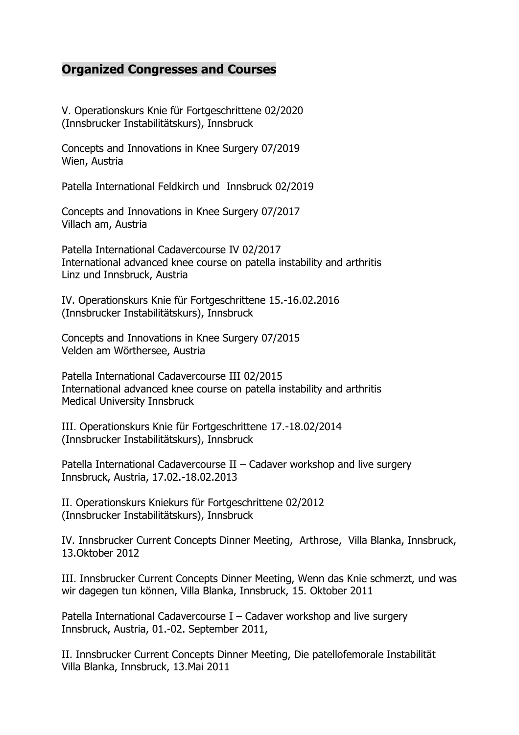## **Organized Congresses and Courses**

V. Operationskurs Knie für Fortgeschrittene 02/2020
(Innsbrucker Instabilitätskurs), Innsbruck

Concepts and Innovations in Knee Surgery 07/2019
Wien, Austria

Patella International Feldkirch und Innsbruck 02/2019

Concepts and Innovations in Knee Surgery 07/2017
Villach am, Austria

Patella International Cadavercourse IV 02/2017
International advanced knee course on patella instability and arthritis
Linz und Innsbruck, Austria

IV. Operationskurs Knie für Fortgeschrittene 15.-16.02.2016
(Innsbrucker Instabilitätskurs), Innsbruck

Concepts and Innovations in Knee Surgery 07/2015
Velden am Wörthersee, Austria

Patella International Cadavercourse III 02/2015
International advanced knee course on patella instability and arthritis
Medical University Innsbruck

III. Operationskurs Knie für Fortgeschrittene 17.-18.02/2014
(Innsbrucker Instabilitätskurs), Innsbruck

Patella International Cadavercourse II – Cadaver workshop and live surgery
Innsbruck, Austria, 17.02.-18.02.2013

II. Operationskurs Kniekurs für Fortgeschrittene 02/2012
(Innsbrucker Instabilitätskurs), Innsbruck

IV. Innsbrucker Current Concepts Dinner Meeting, Arthrose, Villa Blanka, Innsbruck, 13.Oktober 2012

III. Innsbrucker Current Concepts Dinner Meeting, Wenn das Knie schmerzt, und was wir dagegen tun können, Villa Blanka, Innsbruck, 15. Oktober 2011

Patella International Cadavercourse I – Cadaver workshop and live surgery
Innsbruck, Austria, 01.-02. September 2011,

II. Innsbrucker Current Concepts Dinner Meeting, Die patellofemorale Instabilität
Villa Blanka, Innsbruck, 13.Mai 2011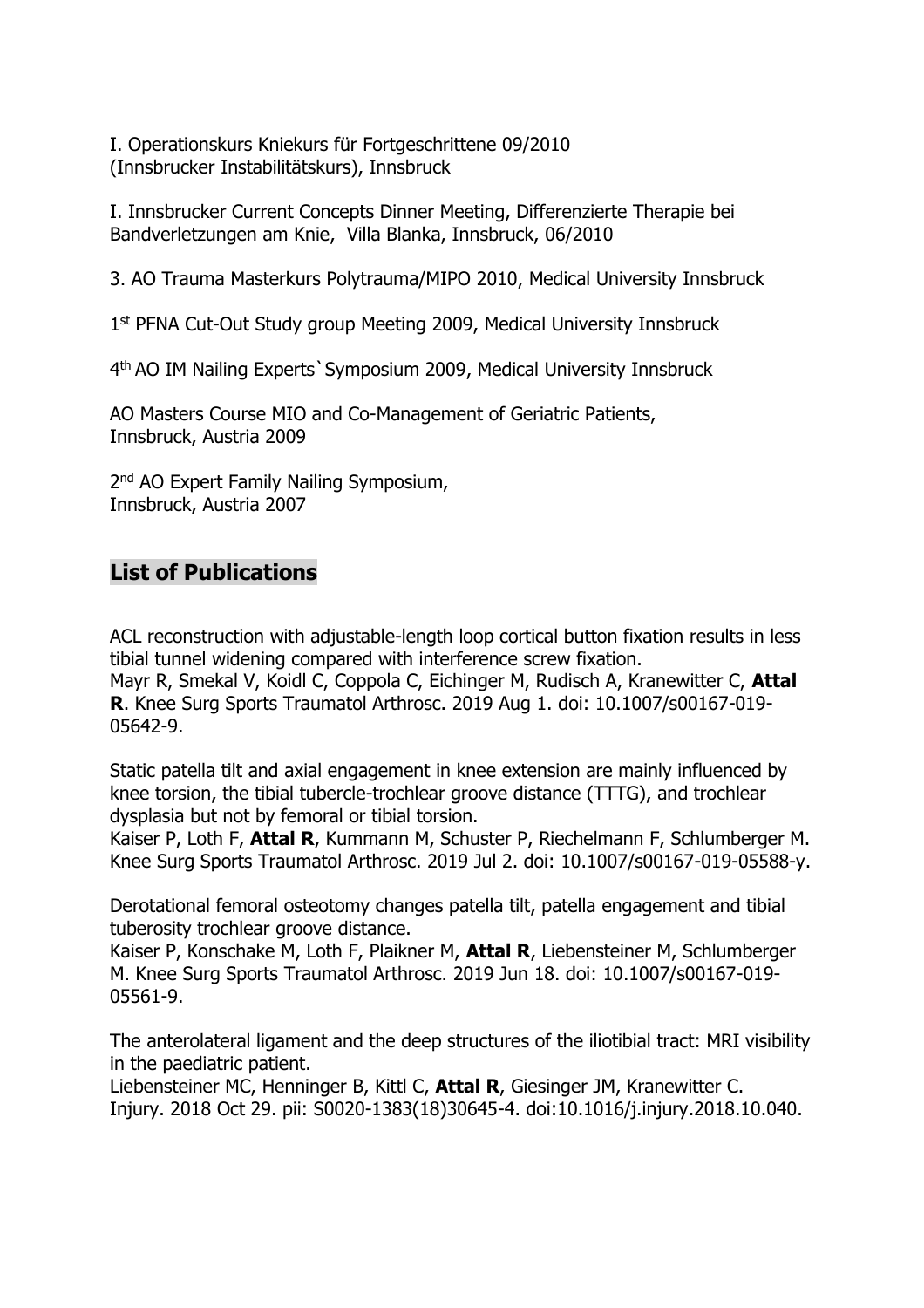I. Operationskurs Kniekurs für Fortgeschrittene 09/2010 (Innsbrucker Instabilitätskurs), Innsbruck

I. Innsbrucker Current Concepts Dinner Meeting, Differenzierte Therapie bei Bandverletzungen am Knie, Villa Blanka, Innsbruck, 06/2010

3. AO Trauma Masterkurs Polytrauma/MIPO 2010, Medical University Innsbruck

1st PFNA Cut-Out Study group Meeting 2009, Medical University Innsbruck

4th AO IM Nailing Experts`Symposium 2009, Medical University Innsbruck

AO Masters Course MIO and Co-Management of Geriatric Patients, Innsbruck, Austria 2009

2nd AO Expert Family Nailing Symposium, Innsbruck, Austria 2007

## List of Publications

ACL reconstruction with adjustable-length loop cortical button fixation results in less tibial tunnel widening compared with interference screw fixation.
Mayr R, Smekal V, Koidl C, Coppola C, Eichinger M, Rudisch A, Kranewitter C, **Attal R**. Knee Surg Sports Traumatol Arthrosc. 2019 Aug 1. doi: 10.1007/s00167-019-05642-9.

Static patella tilt and axial engagement in knee extension are mainly influenced by knee torsion, the tibial tubercle-trochlear groove distance (TTTG), and trochlear dysplasia but not by femoral or tibial torsion.
Kaiser P, Loth F, **Attal R**, Kummann M, Schuster P, Riechelmann F, Schlumberger M. Knee Surg Sports Traumatol Arthrosc. 2019 Jul 2. doi: 10.1007/s00167-019-05588-y.

Derotational femoral osteotomy changes patella tilt, patella engagement and tibial tuberosity trochlear groove distance.
Kaiser P, Konschake M, Loth F, Plaikner M, **Attal R**, Liebensteiner M, Schlumberger M. Knee Surg Sports Traumatol Arthrosc. 2019 Jun 18. doi: 10.1007/s00167-019-05561-9.

The anterolateral ligament and the deep structures of the iliotibial tract: MRI visibility in the paediatric patient.
Liebensteiner MC, Henninger B, Kittl C, **Attal R**, Giesinger JM, Kranewitter C. Injury. 2018 Oct 29. pii: S0020-1383(18)30645-4. doi:10.1016/j.injury.2018.10.040.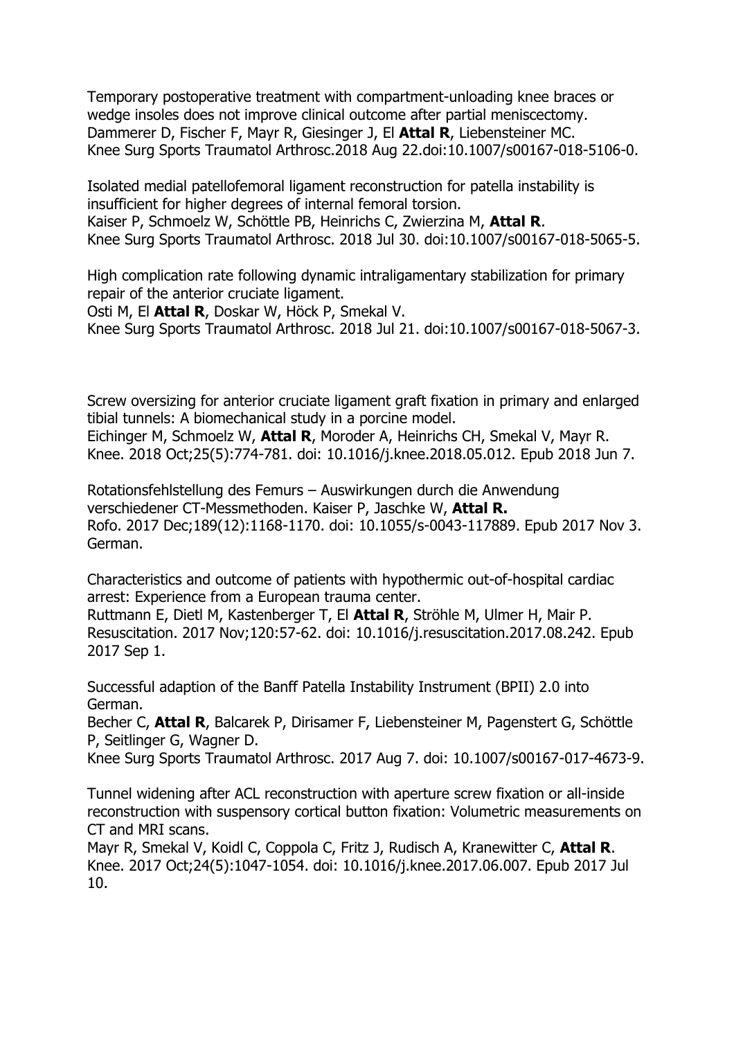Temporary postoperative treatment with compartment-unloading knee braces or wedge insoles does not improve clinical outcome after partial meniscectomy.
Dammerer D, Fischer F, Mayr R, Giesinger J, El **Attal R**, Liebensteiner MC.
Knee Surg Sports Traumatol Arthrosc.2018 Aug 22.doi:10.1007/s00167-018-5106-0.

Isolated medial patellofemoral ligament reconstruction for patella instability is insufficient for higher degrees of internal femoral torsion.
Kaiser P, Schmoelz W, Schöttle PB, Heinrichs C, Zwierzina M, **Attal R**.
Knee Surg Sports Traumatol Arthrosc. 2018 Jul 30. doi:10.1007/s00167-018-5065-5.

High complication rate following dynamic intraligamentary stabilization for primary repair of the anterior cruciate ligament.
Osti M, El **Attal R**, Doskar W, Höck P, Smekal V.
Knee Surg Sports Traumatol Arthrosc. 2018 Jul 21. doi:10.1007/s00167-018-5067-3.

Screw oversizing for anterior cruciate ligament graft fixation in primary and enlarged tibial tunnels: A biomechanical study in a porcine model.
Eichinger M, Schmoelz W, **Attal R**, Moroder A, Heinrichs CH, Smekal V, Mayr R.
Knee. 2018 Oct;25(5):774-781. doi: 10.1016/j.knee.2018.05.012. Epub 2018 Jun 7.

Rotationsfehlstellung des Femurs – Auswirkungen durch die Anwendung verschiedener CT-Messmethoden. Kaiser P, Jaschke W, **Attal R.**
Rofo. 2017 Dec;189(12):1168-1170. doi: 10.1055/s-0043-117889. Epub 2017 Nov 3. German.

Characteristics and outcome of patients with hypothermic out-of-hospital cardiac arrest: Experience from a European trauma center.
Ruttmann E, Dietl M, Kastenberger T, El **Attal R**, Ströhle M, Ulmer H, Mair P.
Resuscitation. 2017 Nov;120:57-62. doi: 10.1016/j.resuscitation.2017.08.242. Epub 2017 Sep 1.

Successful adaption of the Banff Patella Instability Instrument (BPII) 2.0 into German.
Becher C, **Attal R**, Balcarek P, Dirisamer F, Liebensteiner M, Pagenstert G, Schöttle P, Seitlinger G, Wagner D.
Knee Surg Sports Traumatol Arthrosc. 2017 Aug 7. doi: 10.1007/s00167-017-4673-9.

Tunnel widening after ACL reconstruction with aperture screw fixation or all-inside reconstruction with suspensory cortical button fixation: Volumetric measurements on CT and MRI scans.
Mayr R, Smekal V, Koidl C, Coppola C, Fritz J, Rudisch A, Kranewitter C, **Attal R**.
Knee. 2017 Oct;24(5):1047-1054. doi: 10.1016/j.knee.2017.06.007. Epub 2017 Jul 10.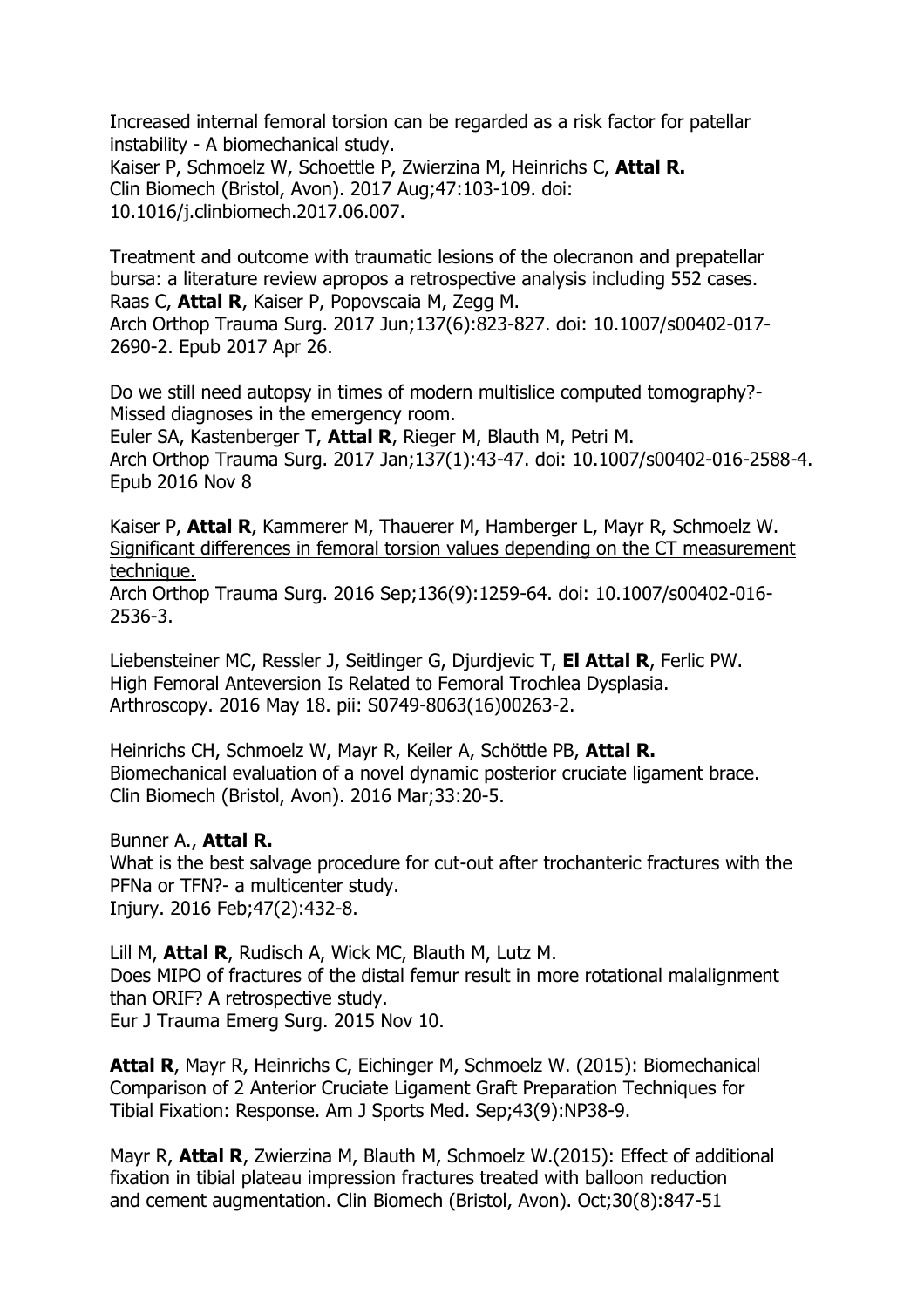Increased internal femoral torsion can be regarded as a risk factor for patellar instability - A biomechanical study.
Kaiser P, Schmoelz W, Schoettle P, Zwierzina M, Heinrichs C, **Attal R.**
Clin Biomech (Bristol, Avon). 2017 Aug;47:103-109. doi: 10.1016/j.clinbiomech.2017.06.007.

Treatment and outcome with traumatic lesions of the olecranon and prepatellar bursa: a literature review apropos a retrospective analysis including 552 cases.
Raas C, **Attal R**, Kaiser P, Popovscaia M, Zegg M.
Arch Orthop Trauma Surg. 2017 Jun;137(6):823-827. doi: 10.1007/s00402-017-2690-2. Epub 2017 Apr 26.

Do we still need autopsy in times of modern multislice computed tomography?- Missed diagnoses in the emergency room.
Euler SA, Kastenberger T, **Attal R**, Rieger M, Blauth M, Petri M.
Arch Orthop Trauma Surg. 2017 Jan;137(1):43-47. doi: 10.1007/s00402-016-2588-4. Epub 2016 Nov 8

Kaiser P, **Attal R**, Kammerer M, Thauerer M, Hamberger L, Mayr R, Schmoelz W.
Significant differences in femoral torsion values depending on the CT measurement technique.
Arch Orthop Trauma Surg. 2016 Sep;136(9):1259-64. doi: 10.1007/s00402-016-2536-3.

Liebensteiner MC, Ressler J, Seitlinger G, Djurdjevic T, **El Attal R**, Ferlic PW.
High Femoral Anteversion Is Related to Femoral Trochlea Dysplasia.
Arthroscopy. 2016 May 18. pii: S0749-8063(16)00263-2.

Heinrichs CH, Schmoelz W, Mayr R, Keiler A, Schöttle PB, **Attal R.**
Biomechanical evaluation of a novel dynamic posterior cruciate ligament brace.
Clin Biomech (Bristol, Avon). 2016 Mar;33:20-5.

Bunner A., **Attal R.**
What is the best salvage procedure for cut-out after trochanteric fractures with the PFNa or TFN?- a multicenter study.
Injury. 2016 Feb;47(2):432-8.

Lill M, **Attal R**, Rudisch A, Wick MC, Blauth M, Lutz M.
Does MIPO of fractures of the distal femur result in more rotational malalignment than ORIF? A retrospective study.
Eur J Trauma Emerg Surg. 2015 Nov 10.

**Attal R**, Mayr R, Heinrichs C, Eichinger M, Schmoelz W. (2015): Biomechanical Comparison of 2 Anterior Cruciate Ligament Graft Preparation Techniques for Tibial Fixation: Response. Am J Sports Med. Sep;43(9):NP38-9.

Mayr R, **Attal R**, Zwierzina M, Blauth M, Schmoelz W.(2015): Effect of additional fixation in tibial plateau impression fractures treated with balloon reduction and cement augmentation. Clin Biomech (Bristol, Avon). Oct;30(8):847-51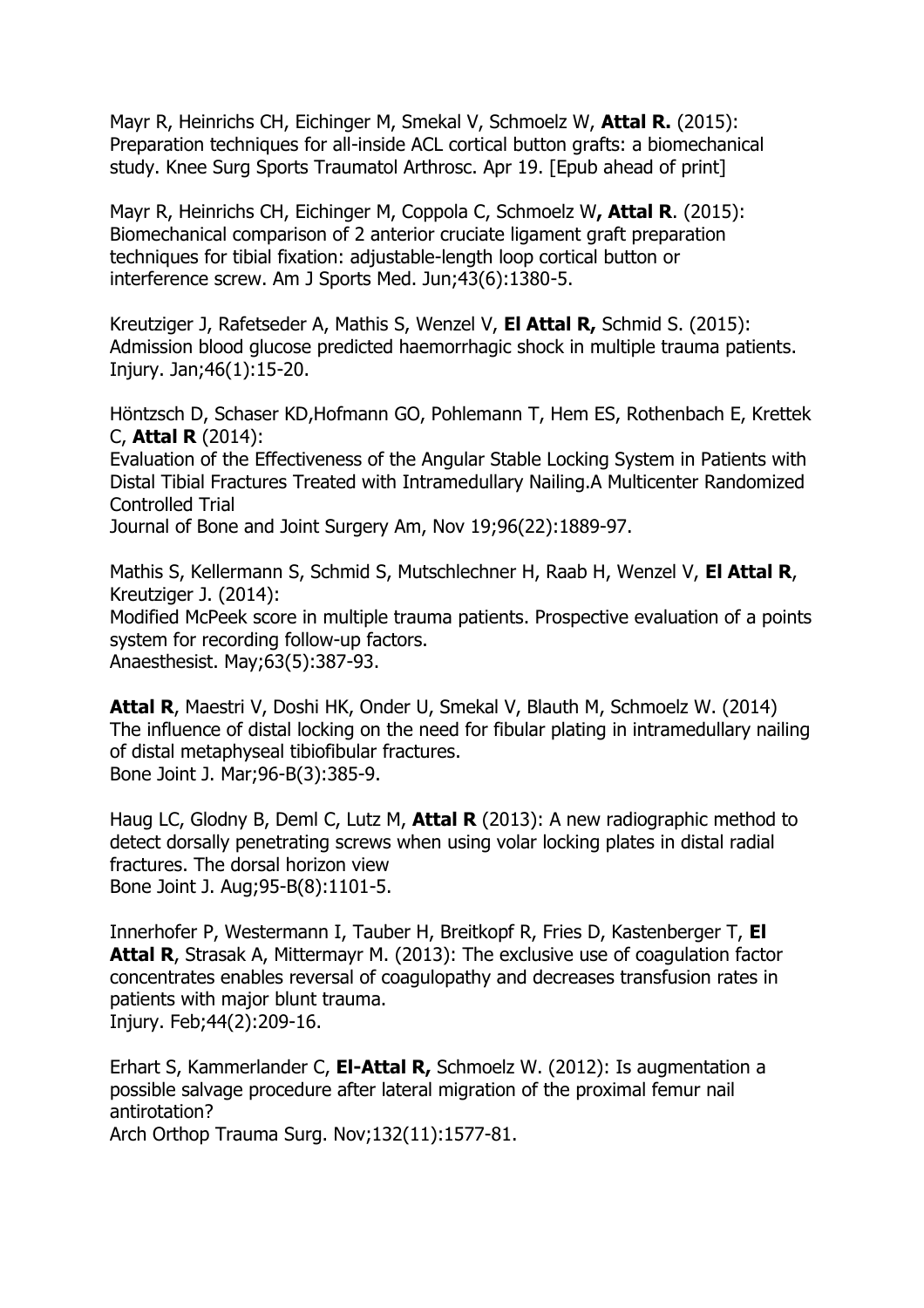Mayr R, Heinrichs CH, Eichinger M, Smekal V, Schmoelz W, **Attal R.** (2015): Preparation techniques for all-inside ACL cortical button grafts: a biomechanical study. Knee Surg Sports Traumatol Arthrosc. Apr 19. [Epub ahead of print]

Mayr R, Heinrichs CH, Eichinger M, Coppola C, Schmoelz W**, Attal R**. (2015): Biomechanical comparison of 2 anterior cruciate ligament graft preparation techniques for tibial fixation: adjustable-length loop cortical button or interference screw. Am J Sports Med. Jun;43(6):1380-5.

Kreutziger J, Rafetseder A, Mathis S, Wenzel V, **El Attal R,** Schmid S. (2015): Admission blood glucose predicted haemorrhagic shock in multiple trauma patients. Injury. Jan;46(1):15-20.

Höntzsch D, Schaser KD,Hofmann GO, Pohlemann T, Hem ES, Rothenbach E, Krettek C, **Attal R** (2014):
Evaluation of the Effectiveness of the Angular Stable Locking System in Patients with Distal Tibial Fractures Treated with Intramedullary Nailing.A Multicenter Randomized Controlled Trial
Journal of Bone and Joint Surgery Am, Nov 19;96(22):1889-97.

Mathis S, Kellermann S, Schmid S, Mutschlechner H, Raab H, Wenzel V, **El Attal R**, Kreutziger J. (2014):
Modified McPeek score in multiple trauma patients. Prospective evaluation of a points system for recording follow-up factors.
Anaesthesist. May;63(5):387-93.

**Attal R**, Maestri V, Doshi HK, Onder U, Smekal V, Blauth M, Schmoelz W. (2014)
The influence of distal locking on the need for fibular plating in intramedullary nailing of distal metaphyseal tibiofibular fractures.
Bone Joint J. Mar;96-B(3):385-9.

Haug LC, Glodny B, Deml C, Lutz M, **Attal R** (2013): A new radiographic method to detect dorsally penetrating screws when using volar locking plates in distal radial fractures. The dorsal horizon view
Bone Joint J. Aug;95-B(8):1101-5.

Innerhofer P, Westermann I, Tauber H, Breitkopf R, Fries D, Kastenberger T, **El Attal R**, Strasak A, Mittermayr M. (2013): The exclusive use of coagulation factor concentrates enables reversal of coagulopathy and decreases transfusion rates in patients with major blunt trauma.
Injury. Feb;44(2):209-16.

Erhart S, Kammerlander C, **El-Attal R,** Schmoelz W. (2012): Is augmentation a possible salvage procedure after lateral migration of the proximal femur nail antirotation?
Arch Orthop Trauma Surg. Nov;132(11):1577-81.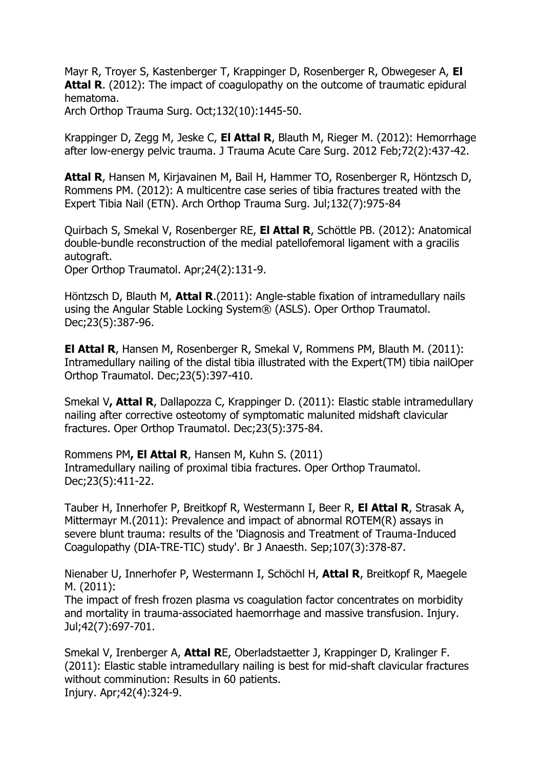Mayr R, Troyer S, Kastenberger T, Krappinger D, Rosenberger R, Obwegeser A, **El Attal R**. (2012): The impact of coagulopathy on the outcome of traumatic epidural hematoma.
Arch Orthop Trauma Surg. Oct;132(10):1445-50.

Krappinger D, Zegg M, Jeske C, **El Attal R**, Blauth M, Rieger M. (2012): Hemorrhage after low-energy pelvic trauma. J Trauma Acute Care Surg. 2012 Feb;72(2):437-42.

**Attal R**, Hansen M, Kirjavainen M, Bail H, Hammer TO, Rosenberger R, Höntzsch D, Rommens PM. (2012): A multicentre case series of tibia fractures treated with the Expert Tibia Nail (ETN). Arch Orthop Trauma Surg. Jul;132(7):975-84

Quirbach S, Smekal V, Rosenberger RE, **El Attal R**, Schöttle PB. (2012): Anatomical double-bundle reconstruction of the medial patellofemoral ligament with a gracilis autograft.
Oper Orthop Traumatol. Apr;24(2):131-9.

Höntzsch D, Blauth M, **Attal R**.(2011): Angle-stable fixation of intramedullary nails using the Angular Stable Locking System® (ASLS). Oper Orthop Traumatol. Dec;23(5):387-96.

**El Attal R**, Hansen M, Rosenberger R, Smekal V, Rommens PM, Blauth M. (2011): Intramedullary nailing of the distal tibia illustrated with the Expert(TM) tibia nailOper Orthop Traumatol. Dec;23(5):397-410.

Smekal V**, Attal R**, Dallapozza C, Krappinger D. (2011): Elastic stable intramedullary nailing after corrective osteotomy of symptomatic malunited midshaft clavicular fractures. Oper Orthop Traumatol. Dec;23(5):375-84.

Rommens PM**, El Attal R**, Hansen M, Kuhn S. (2011)
Intramedullary nailing of proximal tibia fractures. Oper Orthop Traumatol. Dec;23(5):411-22.

Tauber H, Innerhofer P, Breitkopf R, Westermann I, Beer R, **El Attal R**, Strasak A, Mittermayr M.(2011): Prevalence and impact of abnormal ROTEM(R) assays in severe blunt trauma: results of the 'Diagnosis and Treatment of Trauma-Induced Coagulopathy (DIA-TRE-TIC) study'. Br J Anaesth. Sep;107(3):378-87.

Nienaber U, Innerhofer P, Westermann I, Schöchl H, **Attal R**, Breitkopf R, Maegele M. (2011):
The impact of fresh frozen plasma vs coagulation factor concentrates on morbidity and mortality in trauma-associated haemorrhage and massive transfusion. Injury. Jul;42(7):697-701.

Smekal V, Irenberger A, **Attal R**E, Oberladstaetter J, Krappinger D, Kralinger F. (2011): Elastic stable intramedullary nailing is best for mid-shaft clavicular fractures without comminution: Results in 60 patients.
Injury. Apr;42(4):324-9.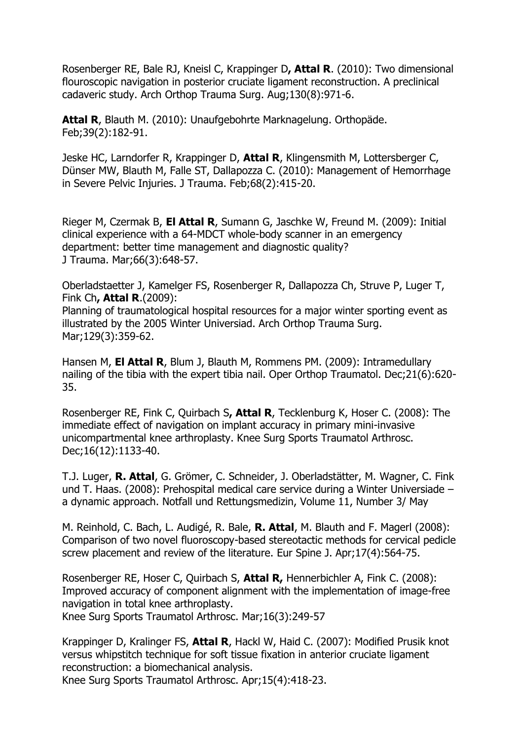Rosenberger RE, Bale RJ, Kneisl C, Krappinger D**, Attal R**. (2010): Two dimensional flouroscopic navigation in posterior cruciate ligament reconstruction. A preclinical cadaveric study. Arch Orthop Trauma Surg. Aug;130(8):971-6.

**Attal R**, Blauth M. (2010): Unaufgebohrte Marknagelung. Orthopäde. Feb;39(2):182-91.

Jeske HC, Larndorfer R, Krappinger D, **Attal R**, Klingensmith M, Lottersberger C, Dünser MW, Blauth M, Falle ST, Dallapozza C. (2010): Management of Hemorrhage in Severe Pelvic Injuries. J Trauma. Feb;68(2):415-20.

Rieger M, Czermak B, **El Attal R**, Sumann G, Jaschke W, Freund M. (2009): Initial clinical experience with a 64-MDCT whole-body scanner in an emergency department: better time management and diagnostic quality?
J Trauma. Mar;66(3):648-57.

Oberladstaetter J, Kamelger FS, Rosenberger R, Dallapozza Ch, Struve P, Luger T, Fink Ch**, Attal R**.(2009):
Planning of traumatological hospital resources for a major winter sporting event as illustrated by the 2005 Winter Universiad. Arch Orthop Trauma Surg. Mar;129(3):359-62.

Hansen M, **El Attal R**, Blum J, Blauth M, Rommens PM. (2009): Intramedullary nailing of the tibia with the expert tibia nail. Oper Orthop Traumatol. Dec;21(6):620-35.

Rosenberger RE, Fink C, Quirbach S**, Attal R**, Tecklenburg K, Hoser C. (2008): The immediate effect of navigation on implant accuracy in primary mini-invasive unicompartmental knee arthroplasty. Knee Surg Sports Traumatol Arthrosc. Dec;16(12):1133-40.

T.J. Luger, **R. Attal**, G. Grömer, C. Schneider, J. Oberladstätter, M. Wagner, C. Fink und T. Haas. (2008): Prehospital medical care service during a Winter Universiade – a dynamic approach. Notfall und Rettungsmedizin, Volume 11, Number 3/ May

M. Reinhold, C. Bach, L. Audigé, R. Bale, **R. Attal**, M. Blauth and F. Magerl (2008): Comparison of two novel fluoroscopy-based stereotactic methods for cervical pedicle screw placement and review of the literature. Eur Spine J. Apr;17(4):564-75.

Rosenberger RE, Hoser C, Quirbach S, **Attal R,** Hennerbichler A, Fink C. (2008): Improved accuracy of component alignment with the implementation of image-free navigation in total knee arthroplasty.
Knee Surg Sports Traumatol Arthrosc. Mar;16(3):249-57

Krappinger D, Kralinger FS, **Attal R**, Hackl W, Haid C. (2007): Modified Prusik knot versus whipstitch technique for soft tissue fixation in anterior cruciate ligament reconstruction: a biomechanical analysis.
Knee Surg Sports Traumatol Arthrosc. Apr;15(4):418-23.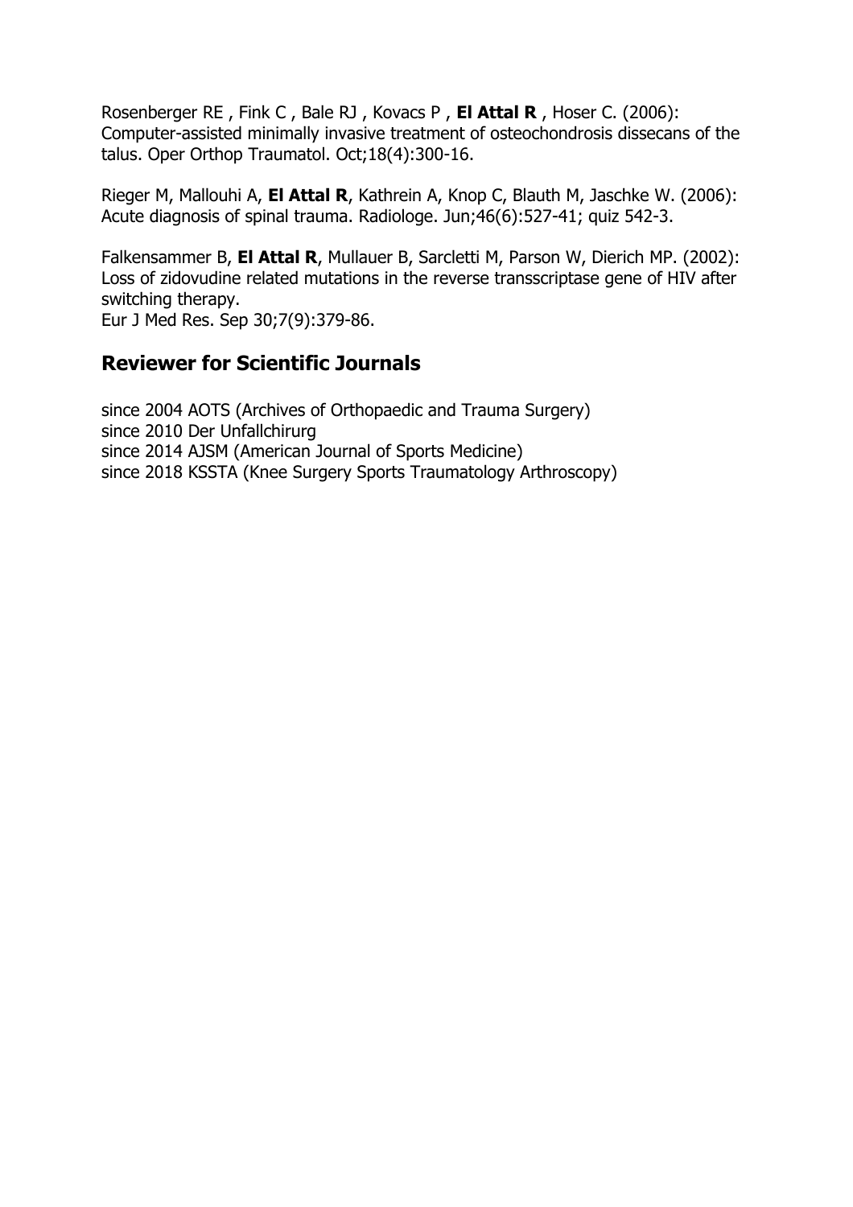Rosenberger RE , Fink C , Bale RJ , Kovacs P , **El Attal R** , Hoser C. (2006): Computer-assisted minimally invasive treatment of osteochondrosis dissecans of the talus. Oper Orthop Traumatol. Oct;18(4):300-16.

Rieger M, Mallouhi A, **El Attal R**, Kathrein A, Knop C, Blauth M, Jaschke W. (2006): Acute diagnosis of spinal trauma. Radiologe. Jun;46(6):527-41; quiz 542-3.

Falkensammer B, **El Attal R**, Mullauer B, Sarcletti M, Parson W, Dierich MP. (2002): Loss of zidovudine related mutations in the reverse transscriptase gene of HIV after switching therapy.
Eur J Med Res. Sep 30;7(9):379-86.

## Reviewer for Scientific Journals

since 2004 AOTS (Archives of Orthopaedic and Trauma Surgery)
since 2010 Der Unfallchirurg
since 2014 AJSM (American Journal of Sports Medicine)
since 2018 KSSTA (Knee Surgery Sports Traumatology Arthroscopy)